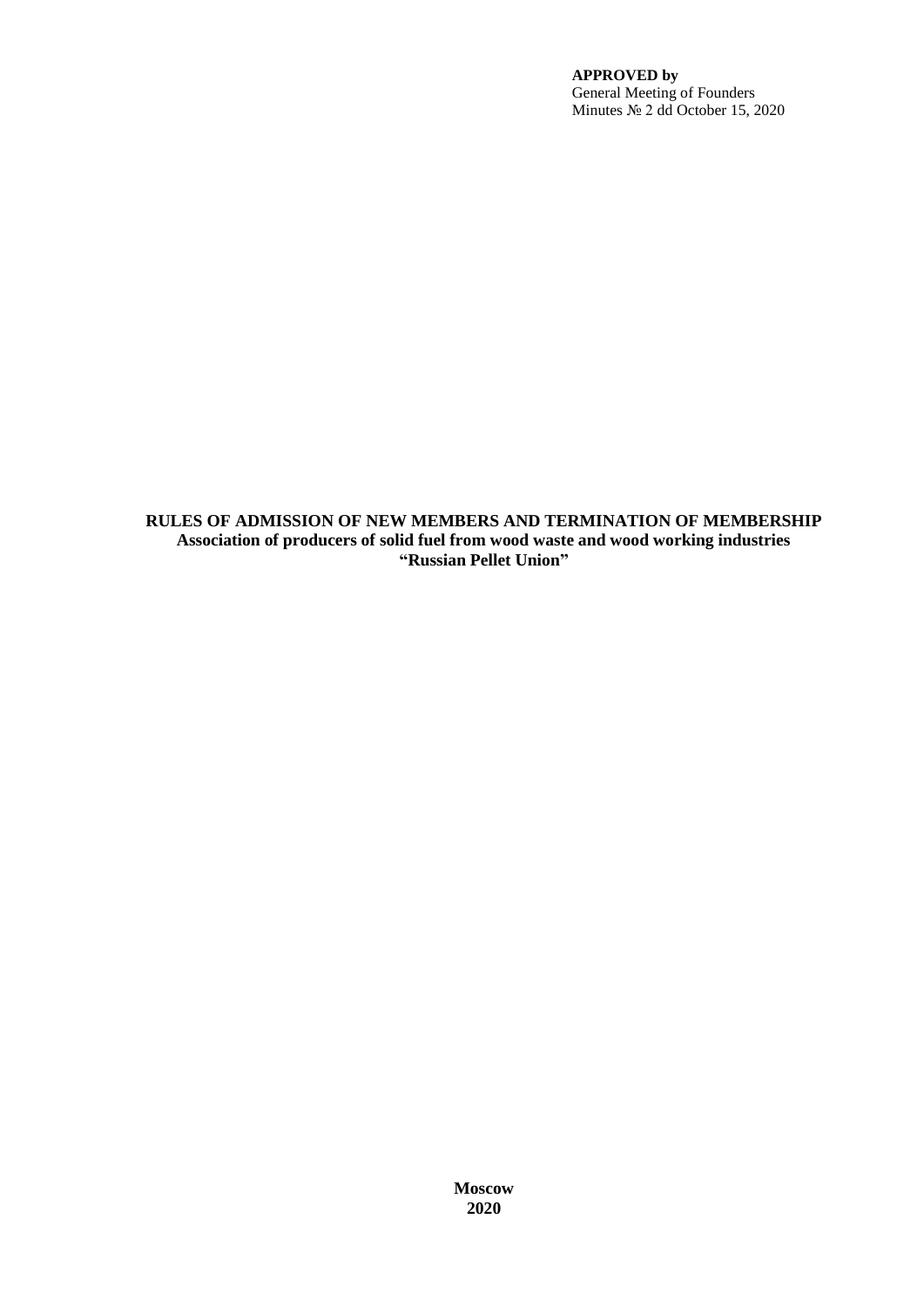**APPROVED by**
General Meeting of Founders
Minutes № 2 dd October 15, 2020

# RULES OF ADMISSION OF NEW MEMBERS AND TERMINATION OF MEMBERSHIP

**Association of producers of solid fuel from wood waste and wood working industries “Russian Pellet Union”**

**Moscow**
**2020**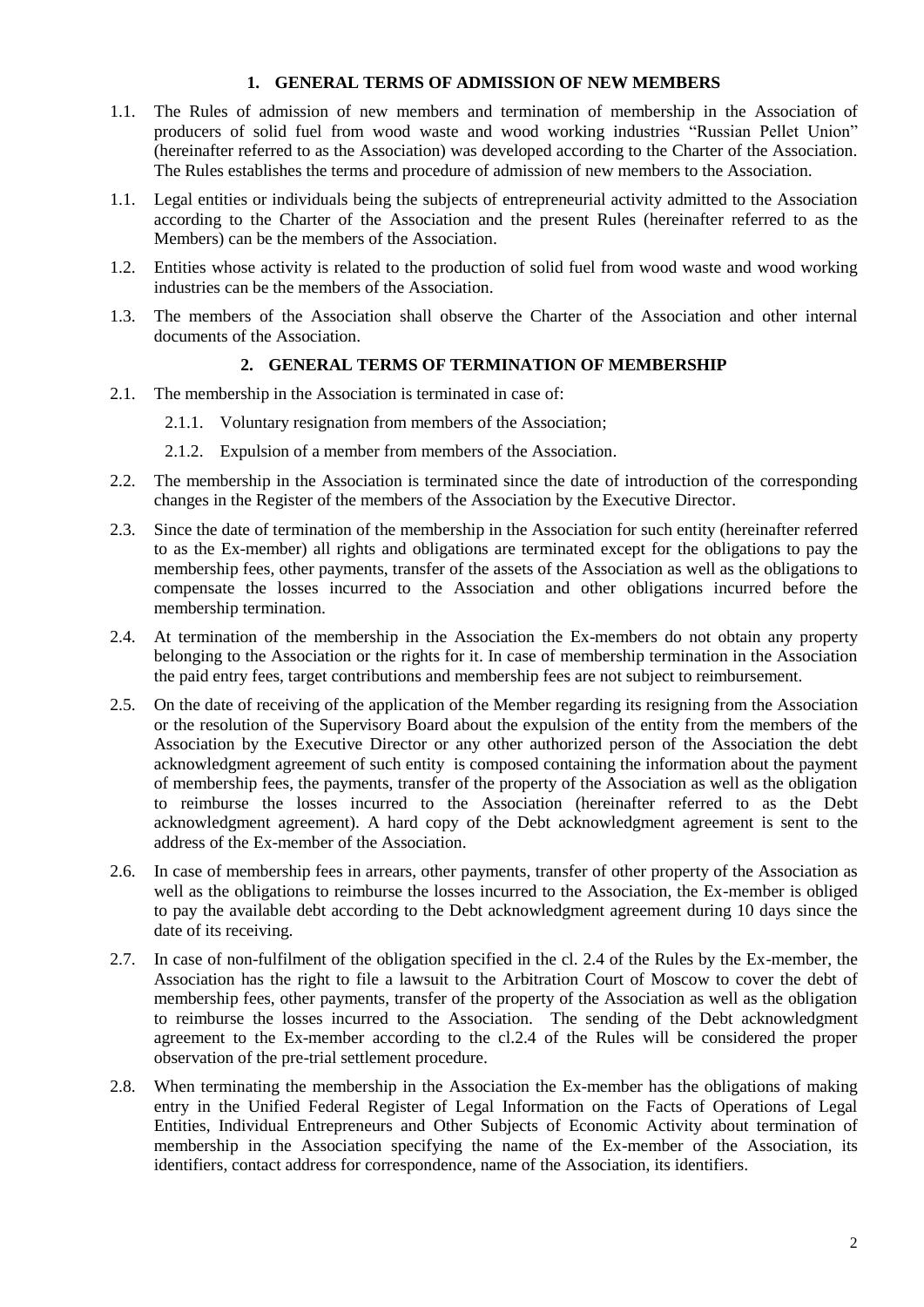## 1. GENERAL TERMS OF ADMISSION OF NEW MEMBERS

1.1. The Rules of admission of new members and termination of membership in the Association of producers of solid fuel from wood waste and wood working industries "Russian Pellet Union" (hereinafter referred to as the Association) was developed according to the Charter of the Association. The Rules establishes the terms and procedure of admission of new members to the Association.

1.1. Legal entities or individuals being the subjects of entrepreneurial activity admitted to the Association according to the Charter of the Association and the present Rules (hereinafter referred to as the Members) can be the members of the Association.

1.2. Entities whose activity is related to the production of solid fuel from wood waste and wood working industries can be the members of the Association.

1.3. The members of the Association shall observe the Charter of the Association and other internal documents of the Association.

## 2. GENERAL TERMS OF TERMINATION OF MEMBERSHIP

2.1. The membership in the Association is terminated in case of:

- 2.1.1. Voluntary resignation from members of the Association;
- 2.1.2. Expulsion of a member from members of the Association.

2.2. The membership in the Association is terminated since the date of introduction of the corresponding changes in the Register of the members of the Association by the Executive Director.

2.3. Since the date of termination of the membership in the Association for such entity (hereinafter referred to as the Ex-member) all rights and obligations are terminated except for the obligations to pay the membership fees, other payments, transfer of the assets of the Association as well as the obligations to compensate the losses incurred to the Association and other obligations incurred before the membership termination.

2.4. At termination of the membership in the Association the Ex-members do not obtain any property belonging to the Association or the rights for it. In case of membership termination in the Association the paid entry fees, target contributions and membership fees are not subject to reimbursement.

2.5. On the date of receiving of the application of the Member regarding its resigning from the Association or the resolution of the Supervisory Board about the expulsion of the entity from the members of the Association by the Executive Director or any other authorized person of the Association the debt acknowledgment agreement of such entity is composed containing the information about the payment of membership fees, the payments, transfer of the property of the Association as well as the obligation to reimburse the losses incurred to the Association (hereinafter referred to as the Debt acknowledgment agreement). A hard copy of the Debt acknowledgment agreement is sent to the address of the Ex-member of the Association.

2.6. In case of membership fees in arrears, other payments, transfer of other property of the Association as well as the obligations to reimburse the losses incurred to the Association, the Ex-member is obliged to pay the available debt according to the Debt acknowledgment agreement during 10 days since the date of its receiving.

2.7. In case of non-fulfilment of the obligation specified in the cl. 2.4 of the Rules by the Ex-member, the Association has the right to file a lawsuit to the Arbitration Court of Moscow to cover the debt of membership fees, other payments, transfer of the property of the Association as well as the obligation to reimburse the losses incurred to the Association. The sending of the Debt acknowledgment agreement to the Ex-member according to the cl.2.4 of the Rules will be considered the proper observation of the pre-trial settlement procedure.

2.8. When terminating the membership in the Association the Ex-member has the obligations of making entry in the Unified Federal Register of Legal Information on the Facts of Operations of Legal Entities, Individual Entrepreneurs and Other Subjects of Economic Activity about termination of membership in the Association specifying the name of the Ex-member of the Association, its identifiers, contact address for correspondence, name of the Association, its identifiers.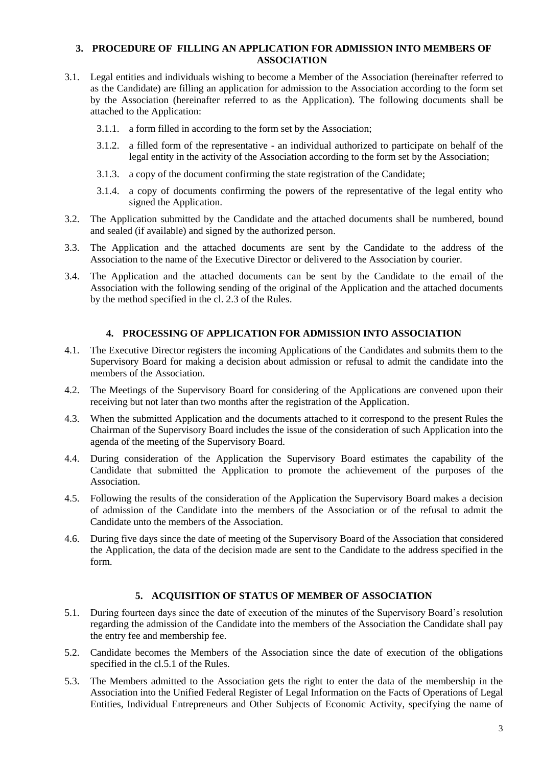## 3. PROCEDURE OF FILLING AN APPLICATION FOR ADMISSION INTO MEMBERS OF ASSOCIATION

3.1. Legal entities and individuals wishing to become a Member of the Association (hereinafter referred to as the Candidate) are filling an application for admission to the Association according to the form set by the Association (hereinafter referred to as the Application). The following documents shall be attached to the Application:

3.1.1. a form filled in according to the form set by the Association;

3.1.2. a filled form of the representative - an individual authorized to participate on behalf of the legal entity in the activity of the Association according to the form set by the Association;

3.1.3. a copy of the document confirming the state registration of the Candidate;

3.1.4. a copy of documents confirming the powers of the representative of the legal entity who signed the Application.

3.2. The Application submitted by the Candidate and the attached documents shall be numbered, bound and sealed (if available) and signed by the authorized person.

3.3. The Application and the attached documents are sent by the Candidate to the address of the Association to the name of the Executive Director or delivered to the Association by courier.

3.4. The Application and the attached documents can be sent by the Candidate to the email of the Association with the following sending of the original of the Application and the attached documents by the method specified in the cl. 2.3 of the Rules.

## 4. PROCESSING OF APPLICATION FOR ADMISSION INTO ASSOCIATION

4.1. The Executive Director registers the incoming Applications of the Candidates and submits them to the Supervisory Board for making a decision about admission or refusal to admit the candidate into the members of the Association.

4.2. The Meetings of the Supervisory Board for considering of the Applications are convened upon their receiving but not later than two months after the registration of the Application.

4.3. When the submitted Application and the documents attached to it correspond to the present Rules the Chairman of the Supervisory Board includes the issue of the consideration of such Application into the agenda of the meeting of the Supervisory Board.

4.4. During consideration of the Application the Supervisory Board estimates the capability of the Candidate that submitted the Application to promote the achievement of the purposes of the Association.

4.5. Following the results of the consideration of the Application the Supervisory Board makes a decision of admission of the Candidate into the members of the Association or of the refusal to admit the Candidate unto the members of the Association.

4.6. During five days since the date of meeting of the Supervisory Board of the Association that considered the Application, the data of the decision made are sent to the Candidate to the address specified in the form.

## 5. ACQUISITION OF STATUS OF MEMBER OF ASSOCIATION

5.1. During fourteen days since the date of execution of the minutes of the Supervisory Board's resolution regarding the admission of the Candidate into the members of the Association the Candidate shall pay the entry fee and membership fee.

5.2. Candidate becomes the Members of the Association since the date of execution of the obligations specified in the cl.5.1 of the Rules.

5.3. The Members admitted to the Association gets the right to enter the data of the membership in the Association into the Unified Federal Register of Legal Information on the Facts of Operations of Legal Entities, Individual Entrepreneurs and Other Subjects of Economic Activity, specifying the name of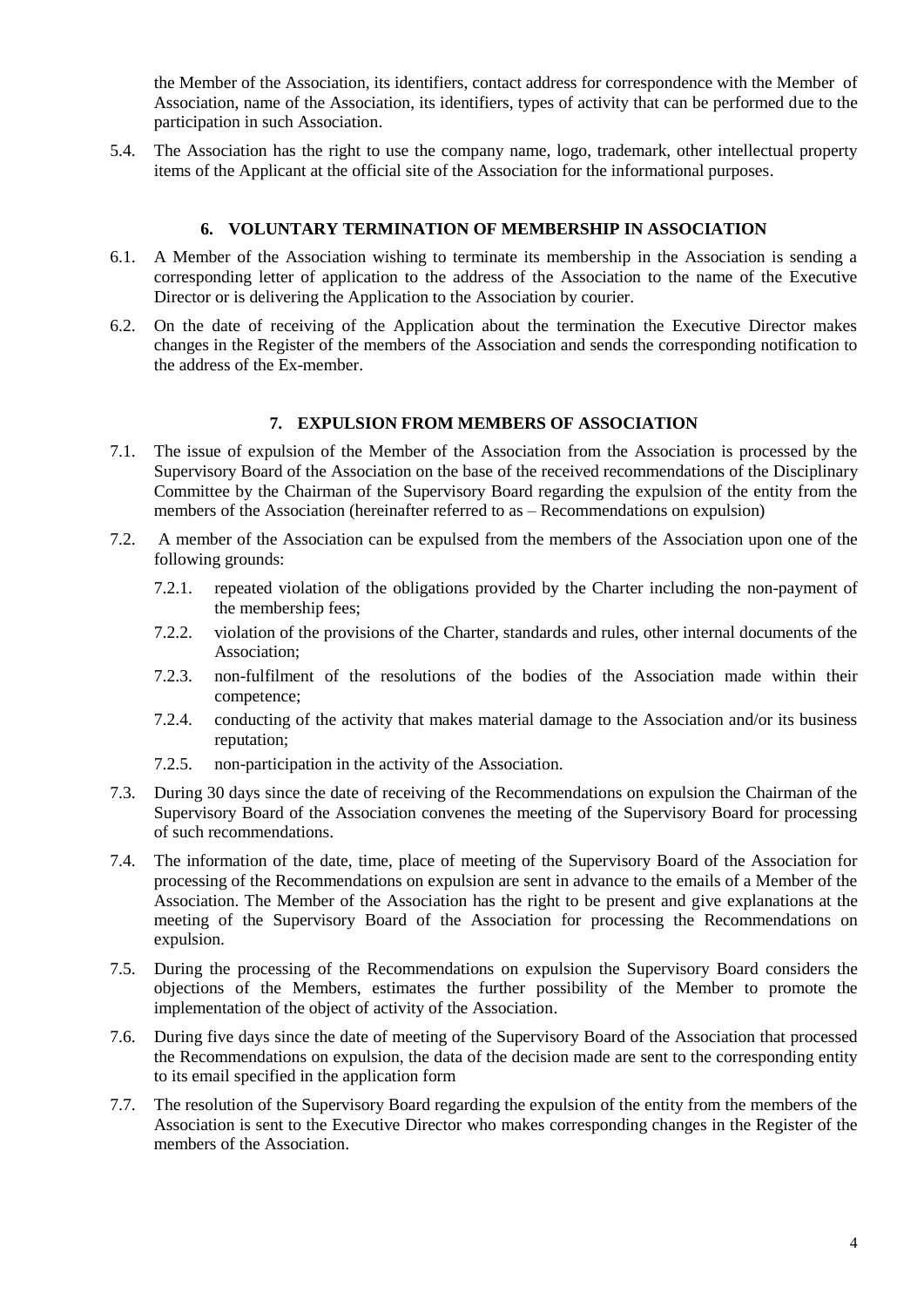the Member of the Association, its identifiers, contact address for correspondence with the Member of Association, name of the Association, its identifiers, types of activity that can be performed due to the participation in such Association.

5.4. The Association has the right to use the company name, logo, trademark, other intellectual property items of the Applicant at the official site of the Association for the informational purposes.

## 6. VOLUNTARY TERMINATION OF MEMBERSHIP IN ASSOCIATION

6.1. A Member of the Association wishing to terminate its membership in the Association is sending a corresponding letter of application to the address of the Association to the name of the Executive Director or is delivering the Application to the Association by courier.

6.2. On the date of receiving of the Application about the termination the Executive Director makes changes in the Register of the members of the Association and sends the corresponding notification to the address of the Ex-member.

## 7. EXPULSION FROM MEMBERS OF ASSOCIATION

7.1. The issue of expulsion of the Member of the Association from the Association is processed by the Supervisory Board of the Association on the base of the received recommendations of the Disciplinary Committee by the Chairman of the Supervisory Board regarding the expulsion of the entity from the members of the Association (hereinafter referred to as – Recommendations on expulsion)

7.2. A member of the Association can be expulsed from the members of the Association upon one of the following grounds:

7.2.1. repeated violation of the obligations provided by the Charter including the non-payment of the membership fees;

7.2.2. violation of the provisions of the Charter, standards and rules, other internal documents of the Association;

7.2.3. non-fulfilment of the resolutions of the bodies of the Association made within their competence;

7.2.4. conducting of the activity that makes material damage to the Association and/or its business reputation;

7.2.5. non-participation in the activity of the Association.

7.3. During 30 days since the date of receiving of the Recommendations on expulsion the Chairman of the Supervisory Board of the Association convenes the meeting of the Supervisory Board for processing of such recommendations.

7.4. The information of the date, time, place of meeting of the Supervisory Board of the Association for processing of the Recommendations on expulsion are sent in advance to the emails of a Member of the Association. The Member of the Association has the right to be present and give explanations at the meeting of the Supervisory Board of the Association for processing the Recommendations on expulsion.

7.5. During the processing of the Recommendations on expulsion the Supervisory Board considers the objections of the Members, estimates the further possibility of the Member to promote the implementation of the object of activity of the Association.

7.6. During five days since the date of meeting of the Supervisory Board of the Association that processed the Recommendations on expulsion, the data of the decision made are sent to the corresponding entity to its email specified in the application form

7.7. The resolution of the Supervisory Board regarding the expulsion of the entity from the members of the Association is sent to the Executive Director who makes corresponding changes in the Register of the members of the Association.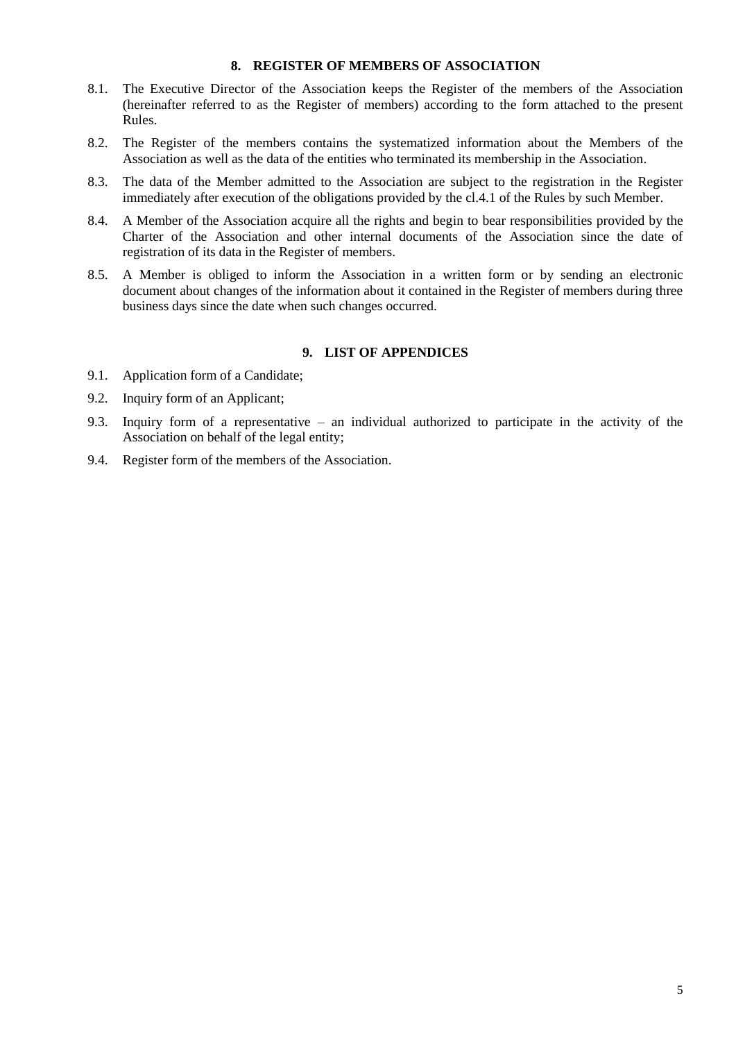## 8. REGISTER OF MEMBERS OF ASSOCIATION

8.1. The Executive Director of the Association keeps the Register of the members of the Association (hereinafter referred to as the Register of members) according to the form attached to the present Rules.

8.2. The Register of the members contains the systematized information about the Members of the Association as well as the data of the entities who terminated its membership in the Association.

8.3. The data of the Member admitted to the Association are subject to the registration in the Register immediately after execution of the obligations provided by the cl.4.1 of the Rules by such Member.

8.4. A Member of the Association acquire all the rights and begin to bear responsibilities provided by the Charter of the Association and other internal documents of the Association since the date of registration of its data in the Register of members.

8.5. A Member is obliged to inform the Association in a written form or by sending an electronic document about changes of the information about it contained in the Register of members during three business days since the date when such changes occurred.

## 9. LIST OF APPENDICES

9.1. Application form of a Candidate;

9.2. Inquiry form of an Applicant;

9.3. Inquiry form of a representative – an individual authorized to participate in the activity of the Association on behalf of the legal entity;

9.4. Register form of the members of the Association.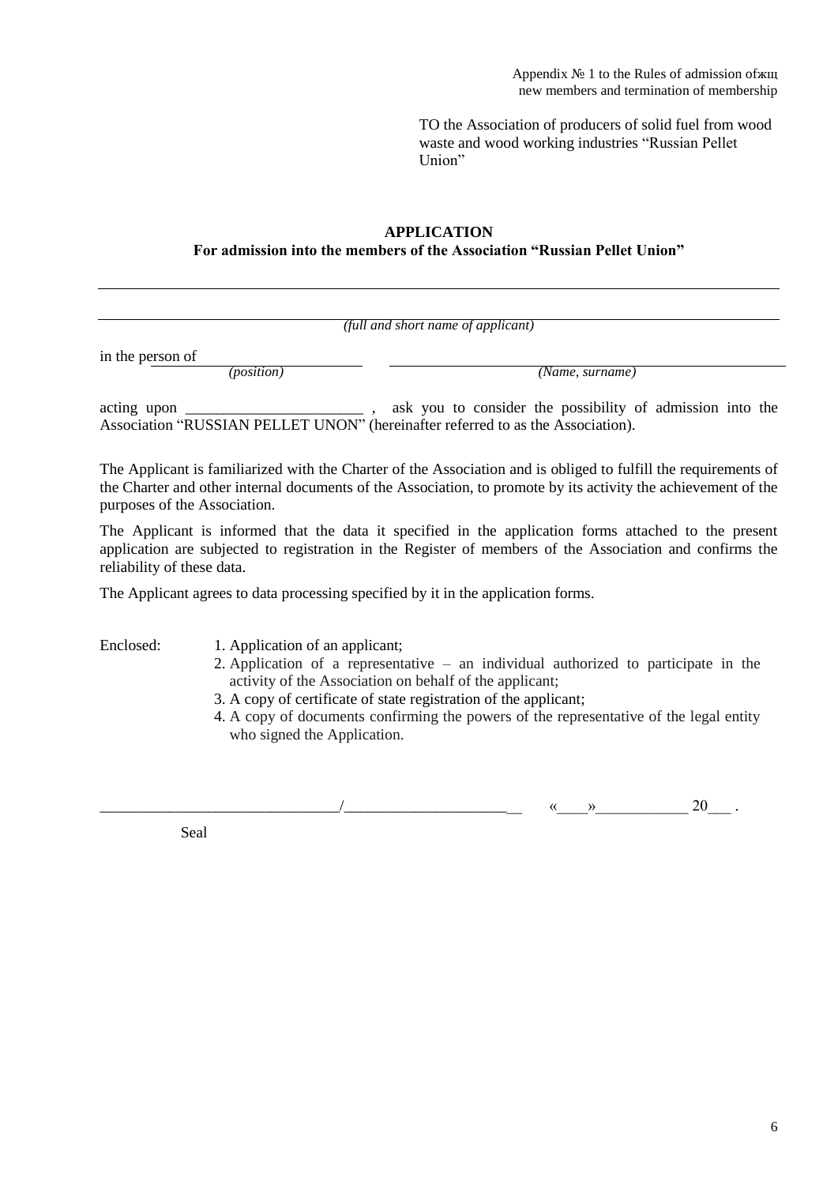Appendix № 1 to the Rules of admission ofжщ
new members and termination of membership

TO the Association of producers of solid fuel from wood waste and wood working industries "Russian Pellet Union"

**APPLICATION**
**For admission into the members of the Association "Russian Pellet Union"**

_______________________________________________________________________________

_______________________________________________________________________________
*(full and short name of applicant)*

in the person of ______________________ ________________________________________
*(position)* *(Name, surname)*

acting upon _______________________ , ask you to consider the possibility of admission into the Association "RUSSIAN PELLET UNON" (hereinafter referred to as the Association).

The Applicant is familiarized with the Charter of the Association and is obliged to fulfill the requirements of the Charter and other internal documents of the Association, to promote by its activity the achievement of the purposes of the Association.

The Applicant is informed that the data it specified in the application forms attached to the present application are subjected to registration in the Register of members of the Association and confirms the reliability of these data.

The Applicant agrees to data processing specified by it in the application forms.

Enclosed:

1. Application of an applicant;
2. Application of a representative – an individual authorized to participate in the activity of the Association on behalf of the applicant;
3. A copy of certificate of state registration of the applicant;
4. A copy of documents confirming the powers of the representative of the legal entity who signed the Application.

______________________________/______________________ «____»___________ 20___ .

Seal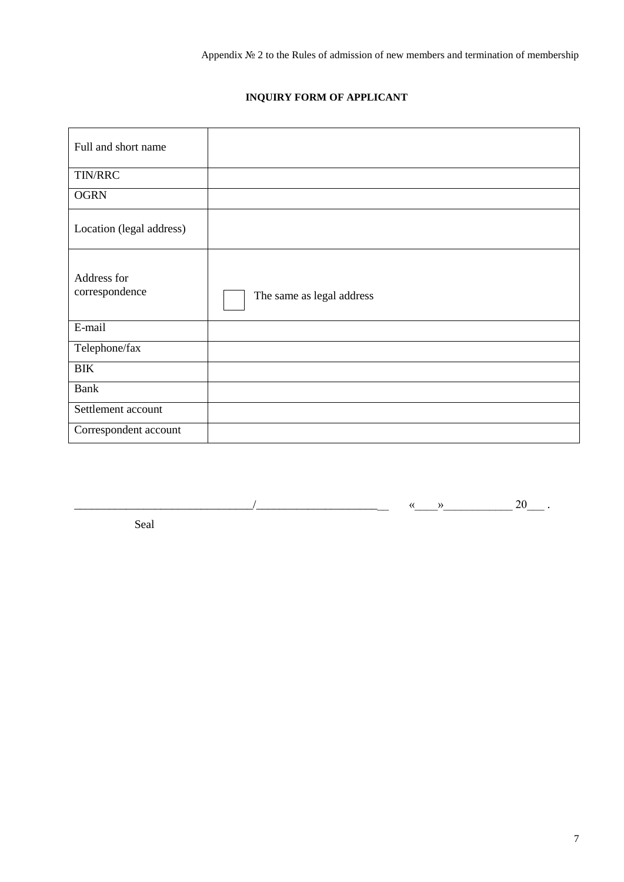Appendix № 2 to the Rules of admission of new members and termination of membership

**INQUIRY FORM OF APPLICANT**

| | |
|---|---|
| Full and short name | |
| TIN/RRC | |
| OGRN | |
| Location (legal address) | |
| Address for correspondence | ☐ The same as legal address |
| E-mail | |
| Telephone/fax | |
| BIK | |
| Bank | |
| Settlement account | |
| Correspondent account | |

______________________________/_____________________ «____»___________ 20___ .

Seal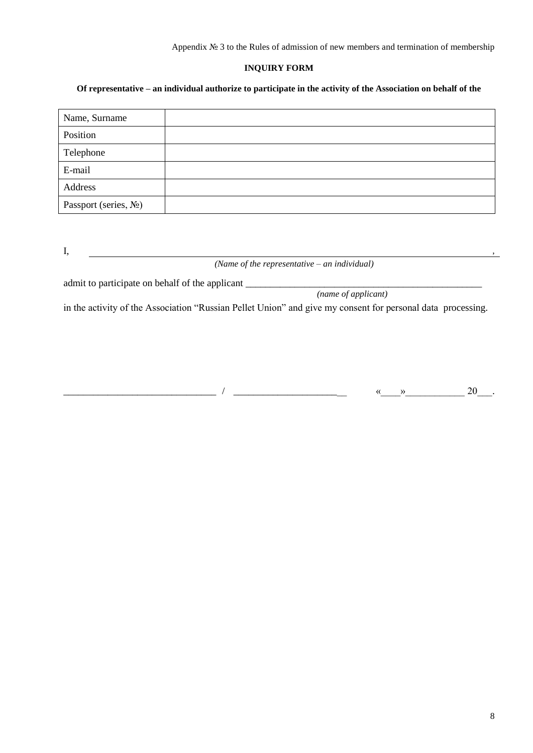Appendix № 3 to the Rules of admission of new members and termination of membership

**INQUIRY FORM**

**Of representative – an individual authorize to participate in the activity of the Association on behalf of the**

| Name, Surname | |
|---|---|
| Position | |
| Telephone | |
| E-mail | |
| Address | |
| Passport (series, №) | |

I, ______________________________________________________________________________,

*(Name of the representative – an individual)*

admit to participate on behalf of the applicant _______________________________________________

*(name of applicant)*

in the activity of the Association "Russian Pellet Union" and give my consent for personal data processing.

______________________________ / _____________________ «____»____________ 20___.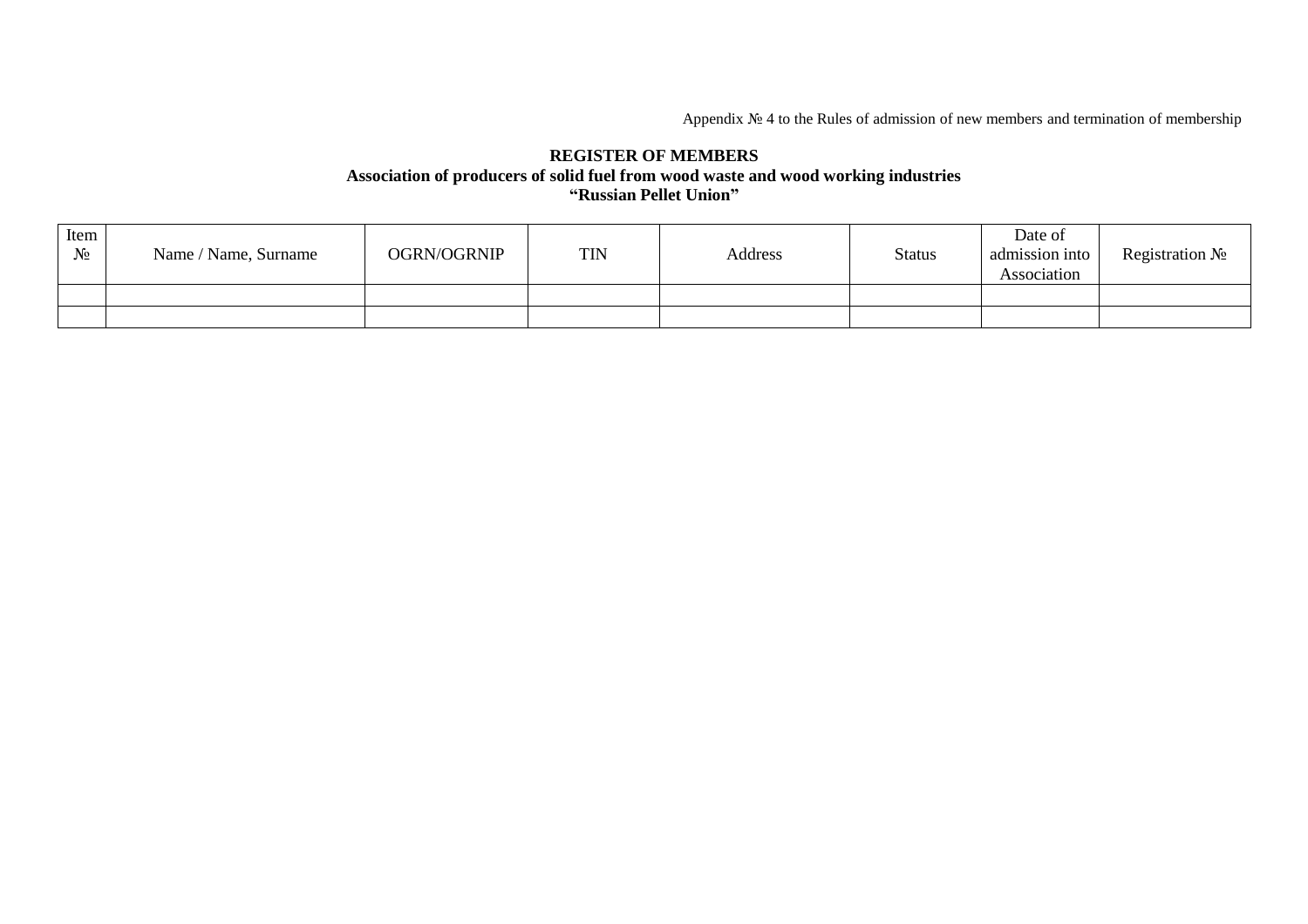Appendix № 4 to the Rules of admission of new members and termination of membership

**REGISTER OF MEMBERS**
**Association of producers of solid fuel from wood waste and wood working industries**
**“Russian Pellet Union”**

| Item № | Name / Name, Surname | OGRN/OGRNIP | TIN | Address | Status | Date of admission into Association | Registration № |
|---|---|---|---|---|---|---|---|
| | | | | | | | |
| | | | | | | | |